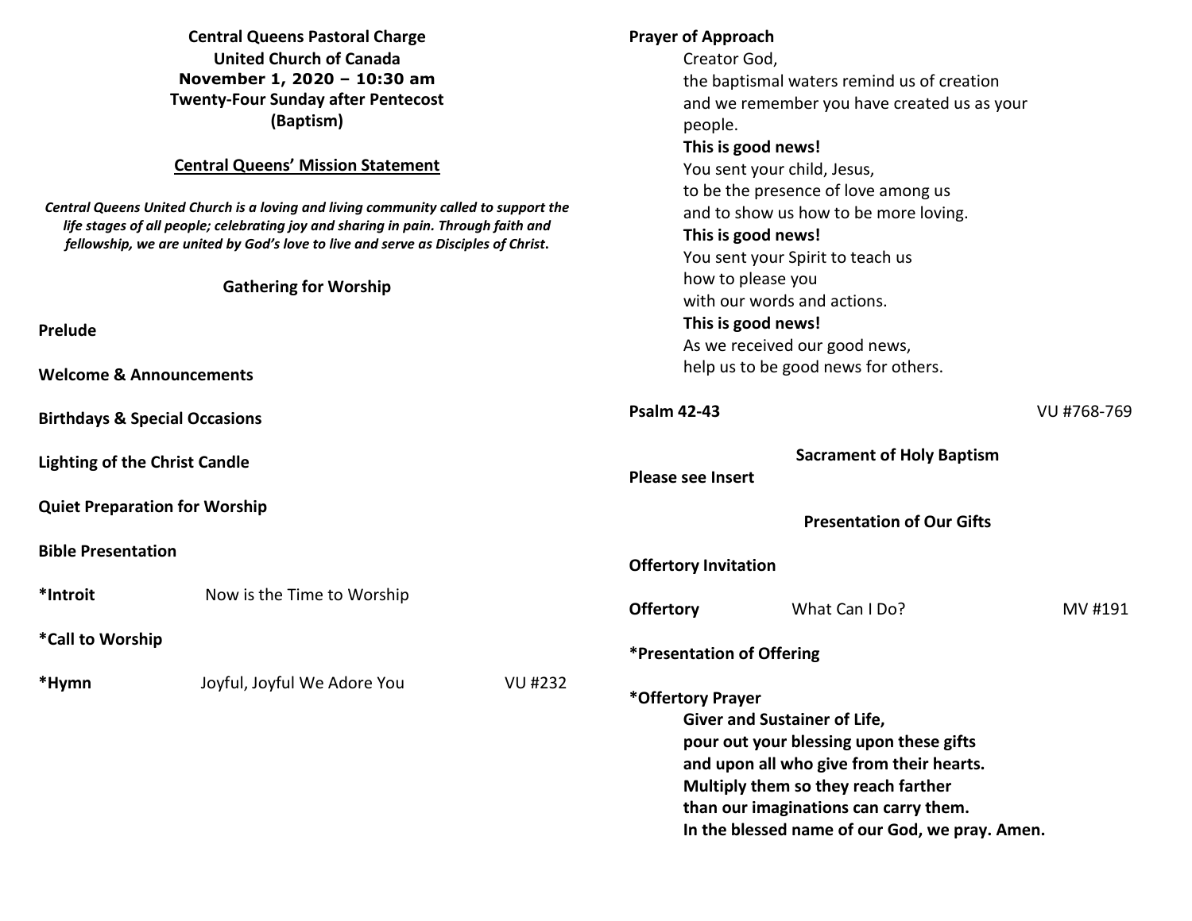**Central Queens Pastoral Charge**
**United Church of Canada**
**November 1, 2020 – 10:30 am**
**Twenty-Four Sunday after Pentecost**
**(Baptism)**

## Central Queens' Mission Statement

***Central Queens United Church is a loving and living community called to support the life stages of all people; celebrating joy and sharing in pain. Through faith and fellowship, we are united by God's love to live and serve as Disciples of Christ.***

### Gathering for Worship

**Prelude**

**Welcome & Announcements**

**Birthdays & Special Occasions**

**Lighting of the Christ Candle**

**Quiet Preparation for Worship**

**Bible Presentation**

**\*Introit** Now is the Time to Worship

**\*Call to Worship**

**\*Hymn** Joyful, Joyful We Adore You VU #232

**Prayer of Approach**

Creator God,
the baptismal waters remind us of creation
and we remember you have created us as your people.
**This is good news!**
You sent your child, Jesus,
to be the presence of love among us
and to show us how to be more loving.
**This is good news!**
You sent your Spirit to teach us
how to please you
with our words and actions.
**This is good news!**
As we received our good news,
help us to be good news for others.

**Psalm 42-43** VU #768-769

### Sacrament of Holy Baptism

**Please see Insert**

### Presentation of Our Gifts

**Offertory Invitation**

**Offertory** What Can I Do? MV #191

**\*Presentation of Offering**

**\*Offertory Prayer**

**Giver and Sustainer of Life,**
**pour out your blessing upon these gifts**
**and upon all who give from their hearts.**
**Multiply them so they reach farther**
**than our imaginations can carry them.**
**In the blessed name of our God, we pray. Amen.**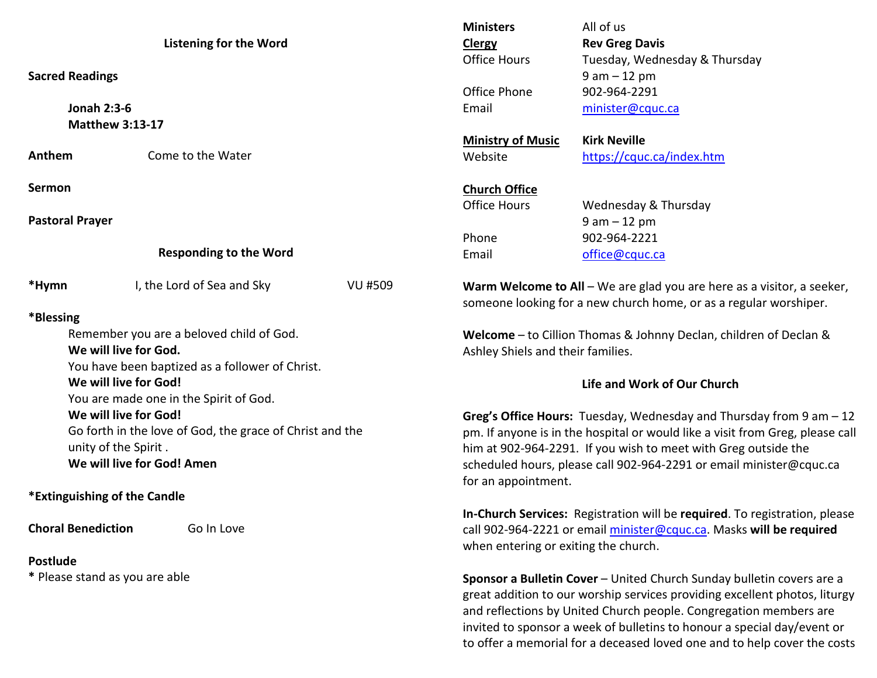## Listening for the Word

**Sacred Readings**

**Jonah 2:3-6**
**Matthew 3:13-17**

**Anthem** Come to the Water

**Sermon**

**Pastoral Prayer**

## Responding to the Word

***Hymn** I, the Lord of Sea and Sky VU #509

***Blessing**

Remember you are a beloved child of God.
**We will live for God.**
You have been baptized as a follower of Christ.
**We will live for God!**
You are made one in the Spirit of God.
**We will live for God!**
Go forth in the love of God, the grace of Christ and the unity of the Spirit .
**We will live for God! Amen**

***Extinguishing of the Candle**

**Choral Benediction** Go In Love

**Postlude**

**\*** Please stand as you are able

| | |
|---|---|
| **Ministers** | All of us |
| **Clergy** | **Rev Greg Davis** |
| Office Hours | Tuesday, Wednesday & Thursday 9 am – 12 pm |
| Office Phone | 902-964-2291 |
| Email | minister@cquc.ca |
| **Ministry of Music** | **Kirk Neville** |
| Website | https://cquc.ca/index.htm |
| **Church Office** | |
| Office Hours | Wednesday & Thursday 9 am – 12 pm |
| Phone | 902-964-2221 |
| Email | office@cquc.ca |

**Warm Welcome to All** – We are glad you are here as a visitor, a seeker, someone looking for a new church home, or as a regular worshiper.

**Welcome** – to Cillion Thomas & Johnny Declan, children of Declan & Ashley Shiels and their families.

## Life and Work of Our Church

**Greg's Office Hours:** Tuesday, Wednesday and Thursday from 9 am – 12 pm. If anyone is in the hospital or would like a visit from Greg, please call him at 902-964-2291. If you wish to meet with Greg outside the scheduled hours, please call 902-964-2291 or email minister@cquc.ca for an appointment.

**In-Church Services:** Registration will be **required**. To registration, please call 902-964-2221 or email minister@cquc.ca. Masks **will be required** when entering or exiting the church.

**Sponsor a Bulletin Cover** – United Church Sunday bulletin covers are a great addition to our worship services providing excellent photos, liturgy and reflections by United Church people. Congregation members are invited to sponsor a week of bulletins to honour a special day/event or to offer a memorial for a deceased loved one and to help cover the costs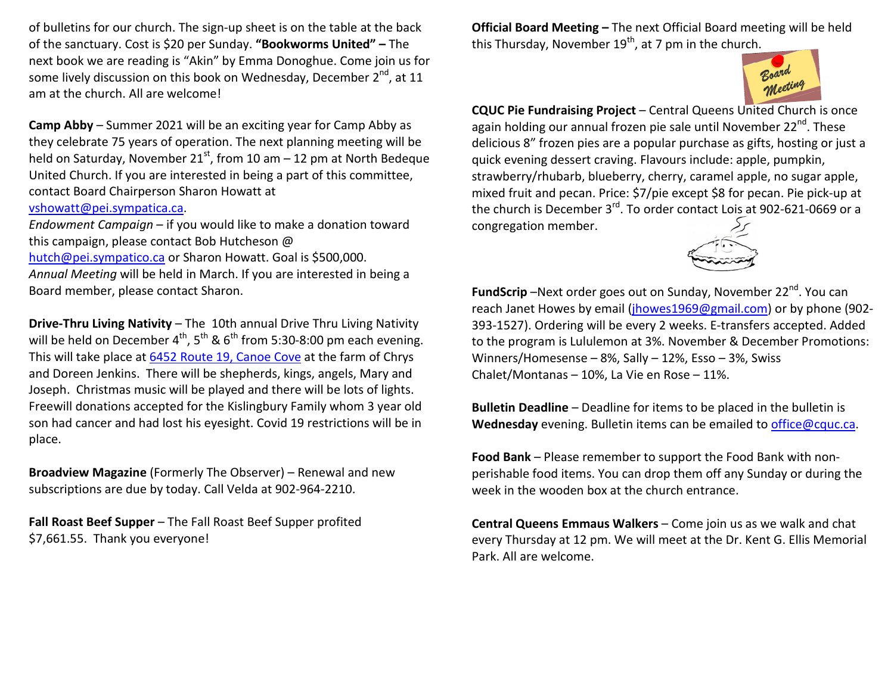of bulletins for our church. The sign-up sheet is on the table at the back of the sanctuary. Cost is $20 per Sunday. **"Bookworms United" –** The next book we are reading is "Akin" by Emma Donoghue. Come join us for some lively discussion on this book on Wednesday, December 2nd, at 11 am at the church. All are welcome!

**Camp Abby** – Summer 2021 will be an exciting year for Camp Abby as they celebrate 75 years of operation. The next planning meeting will be held on Saturday, November 21st, from 10 am – 12 pm at North Bedeque United Church. If you are interested in being a part of this committee, contact Board Chairperson Sharon Howatt at vshowatt@pei.sympatica.ca.

*Endowment Campaign* – if you would like to make a donation toward this campaign, please contact Bob Hutcheson @ hutch@pei.sympatico.ca or Sharon Howatt. Goal is $500,000.

*Annual Meeting* will be held in March. If you are interested in being a Board member, please contact Sharon.

**Drive-Thru Living Nativity** – The 10th annual Drive Thru Living Nativity will be held on December 4th, 5th & 6th from 5:30-8:00 pm each evening. This will take place at 6452 Route 19, Canoe Cove at the farm of Chrys and Doreen Jenkins. There will be shepherds, kings, angels, Mary and Joseph. Christmas music will be played and there will be lots of lights. Freewill donations accepted for the Kislingbury Family whom 3 year old son had cancer and had lost his eyesight. Covid 19 restrictions will be in place.

**Broadview Magazine** (Formerly The Observer) – Renewal and new subscriptions are due by today. Call Velda at 902-964-2210.

**Fall Roast Beef Supper** – The Fall Roast Beef Supper profited $7,661.55. Thank you everyone!

**Official Board Meeting –** The next Official Board meeting will be held this Thursday, November 19th, at 7 pm in the church.

**CQUC Pie Fundraising Project** – Central Queens United Church is once again holding our annual frozen pie sale until November 22nd. These delicious 8" frozen pies are a popular purchase as gifts, hosting or just a quick evening dessert craving. Flavours include: apple, pumpkin, strawberry/rhubarb, blueberry, cherry, caramel apple, no sugar apple, mixed fruit and pecan. Price: $7/pie except $8 for pecan. Pie pick-up at the church is December 3rd. To order contact Lois at 902-621-0669 or a congregation member.

**FundScrip** –Next order goes out on Sunday, November 22nd. You can reach Janet Howes by email (jhowes1969@gmail.com) or by phone (902-393-1527). Ordering will be every 2 weeks. E-transfers accepted. Added to the program is Lululemon at 3%. November & December Promotions: Winners/Homesense – 8%, Sally – 12%, Esso – 3%, Swiss Chalet/Montanas – 10%, La Vie en Rose – 11%.

**Bulletin Deadline** – Deadline for items to be placed in the bulletin is **Wednesday** evening. Bulletin items can be emailed to office@cquc.ca.

**Food Bank** – Please remember to support the Food Bank with non-perishable food items. You can drop them off any Sunday or during the week in the wooden box at the church entrance.

**Central Queens Emmaus Walkers** – Come join us as we walk and chat every Thursday at 12 pm. We will meet at the Dr. Kent G. Ellis Memorial Park. All are welcome.